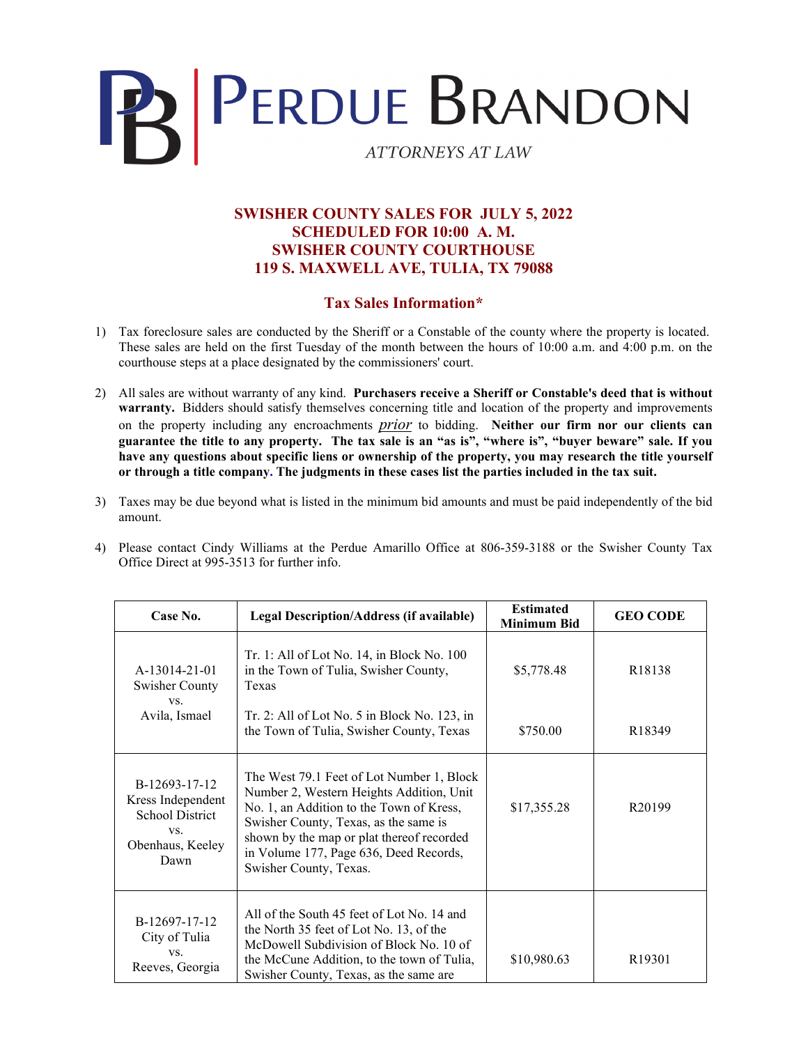# PERDUE BRANDON

*ATTORNEYS AT LAW*

## SWISHER COUNTY SALES FOR JULY 5, 2022
## SCHEDULED FOR 10:00 A. M.
## SWISHER COUNTY COURTHOUSE
## 119 S. MAXWELL AVE, TULIA, TX 79088

## Tax Sales Information*

1) Tax foreclosure sales are conducted by the Sheriff or a Constable of the county where the property is located. These sales are held on the first Tuesday of the month between the hours of 10:00 a.m. and 4:00 p.m. on the courthouse steps at a place designated by the commissioners' court.

2) All sales are without warranty of any kind. **Purchasers receive a Sheriff or Constable's deed that is without warranty.** Bidders should satisfy themselves concerning title and location of the property and improvements on the property including any encroachments *prior* to bidding. **Neither our firm nor our clients can guarantee the title to any property. The tax sale is an "as is", "where is", "buyer beware" sale. If you have any questions about specific liens or ownership of the property, you may research the title yourself or through a title company. The judgments in these cases list the parties included in the tax suit.**

3) Taxes may be due beyond what is listed in the minimum bid amounts and must be paid independently of the bid amount.

4) Please contact Cindy Williams at the Perdue Amarillo Office at 806-359-3188 or the Swisher County Tax Office Direct at 995-3513 for further info.

| Case No. | Legal Description/Address (if available) | Estimated Minimum Bid | GEO CODE |
|---|---|---|---|
| A-13014-21-01 Swisher County vs. Avila, Ismael | Tr. 1: All of Lot No. 14, in Block No. 100 in the Town of Tulia, Swisher County, Texas | $5,778.48 | R18138 |
| | Tr. 2: All of Lot No. 5 in Block No. 123, in the Town of Tulia, Swisher County, Texas | $750.00 | R18349 |
| B-12693-17-12 Kress Independent School District vs. Obenhaus, Keeley Dawn | The West 79.1 Feet of Lot Number 1, Block Number 2, Western Heights Addition, Unit No. 1, an Addition to the Town of Kress, Swisher County, Texas, as the same is shown by the map or plat thereof recorded in Volume 177, Page 636, Deed Records, Swisher County, Texas. | $17,355.28 | R20199 |
| B-12697-17-12 City of Tulia vs. Reeves, Georgia | All of the South 45 feet of Lot No. 14 and the North 35 feet of Lot No. 13, of the McDowell Subdivision of Block No. 10 of the McCune Addition, to the town of Tulia, Swisher County, Texas, as the same are | $10,980.63 | R19301 |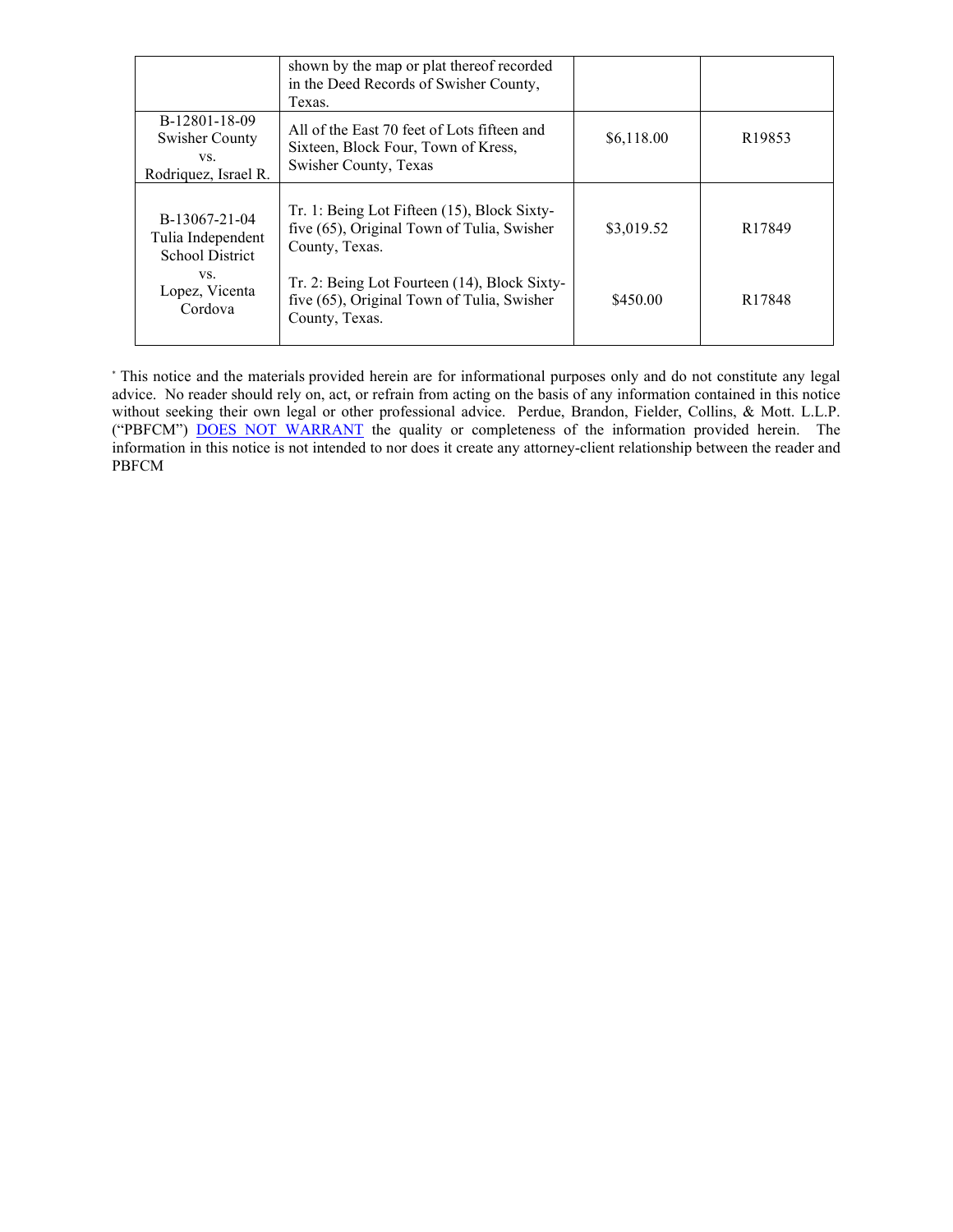| | | | |
|---|---|---|---|
| | shown by the map or plat thereof recorded in the Deed Records of Swisher County, Texas. | | |
| B-12801-18-09 Swisher County vs. Rodriquez, Israel R. | All of the East 70 feet of Lots fifteen and Sixteen, Block Four, Town of Kress, Swisher County, Texas | $6,118.00 | R19853 |
| B-13067-21-04 Tulia Independent School District vs. Lopez, Vicenta Cordova | Tr. 1: Being Lot Fifteen (15), Block Sixty-five (65), Original Town of Tulia, Swisher County, Texas. | $3,019.52 | R17849 |
| | Tr. 2: Being Lot Fourteen (14), Block Sixty-five (65), Original Town of Tulia, Swisher County, Texas. | $450.00 | R17848 |

[*] This notice and the materials provided herein are for informational purposes only and do not constitute any legal advice. No reader should rely on, act, or refrain from acting on the basis of any information contained in this notice without seeking their own legal or other professional advice. Perdue, Brandon, Fielder, Collins, & Mott. L.L.P. ("PBFCM") DOES NOT WARRANT the quality or completeness of the information provided herein. The information in this notice is not intended to nor does it create any attorney-client relationship between the reader and PBFCM